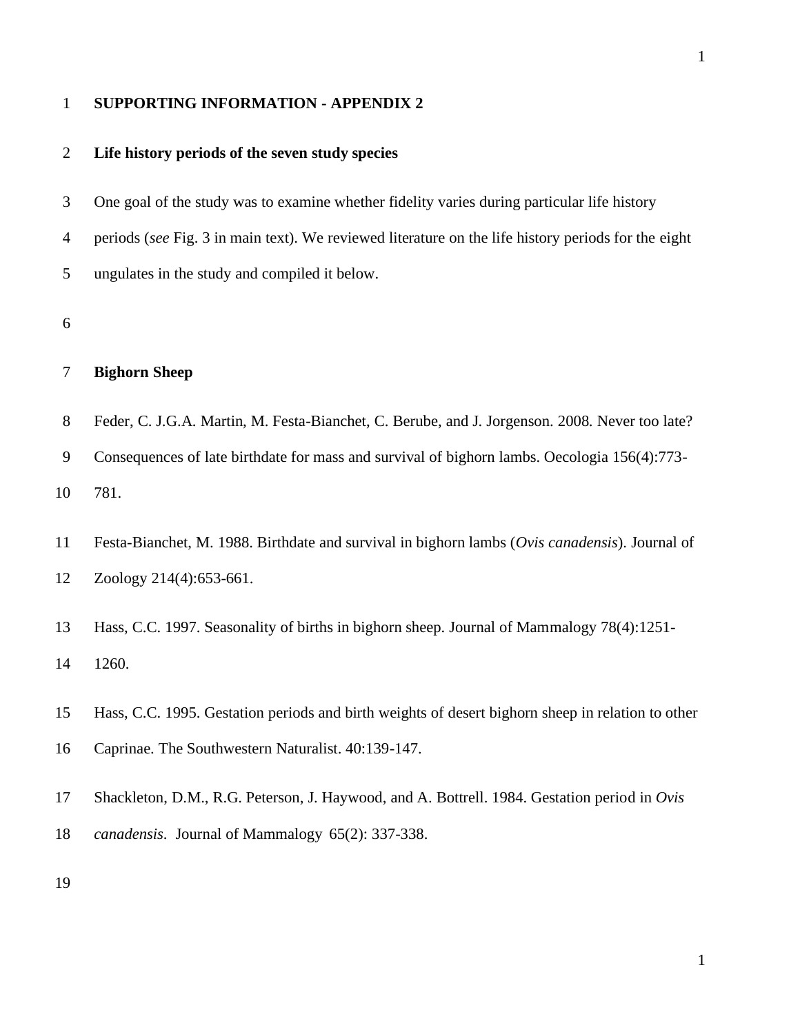**SUPPORTING INFORMATION - APPENDIX 2**

**Life history periods of the seven study species**

One goal of the study was to examine whether fidelity varies during particular life history periods (*see* Fig. 3 in main text). We reviewed literature on the life history periods for the eight ungulates in the study and compiled it below.

**Bighorn Sheep**

Feder, C. J.G.A. Martin, M. Festa-Bianchet, C. Berube, and J. Jorgenson. 2008. Never too late? Consequences of late birthdate for mass and survival of bighorn lambs. Oecologia 156(4):773-781.

Festa-Bianchet, M. 1988. Birthdate and survival in bighorn lambs (*Ovis canadensis*). Journal of Zoology 214(4):653-661.

Hass, C.C. 1997. Seasonality of births in bighorn sheep. Journal of Mammalogy 78(4):1251-1260.

Hass, C.C. 1995. Gestation periods and birth weights of desert bighorn sheep in relation to other Caprinae. The Southwestern Naturalist. 40:139-147.

Shackleton, D.M., R.G. Peterson, J. Haywood, and A. Bottrell. 1984. Gestation period in *Ovis canadensis*. Journal of Mammalogy 65(2): 337-338.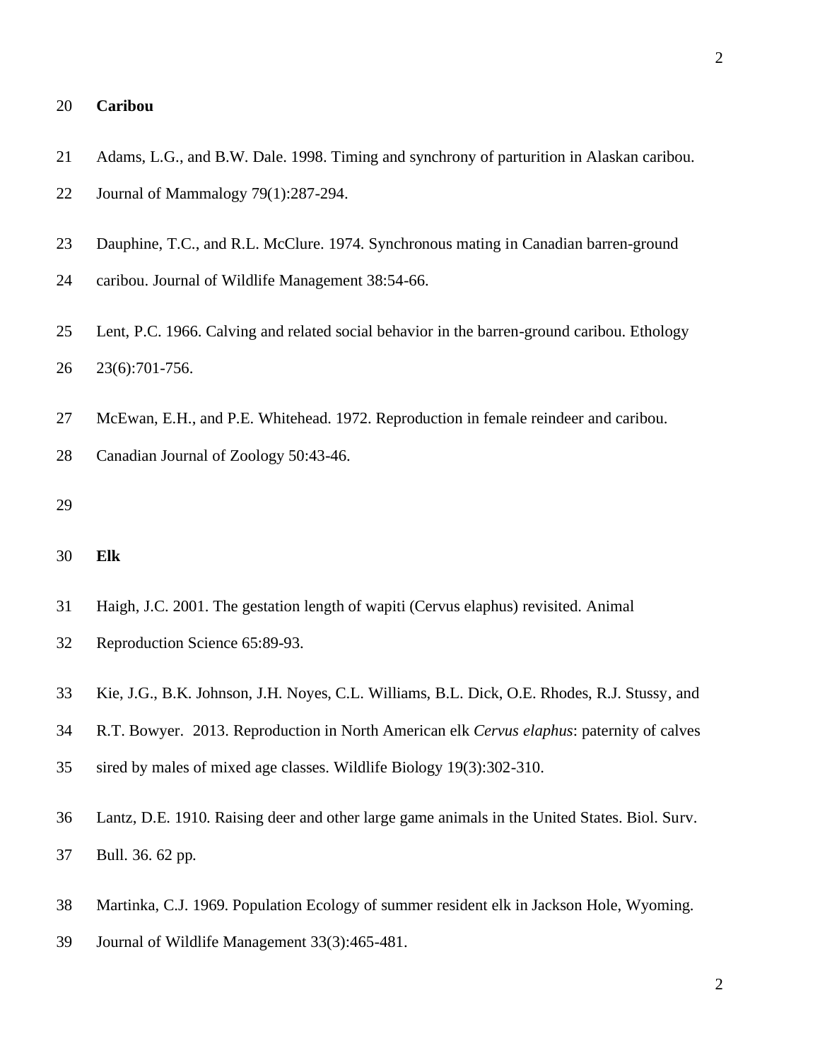**Caribou**

Adams, L.G., and B.W. Dale. 1998. Timing and synchrony of parturition in Alaskan caribou. Journal of Mammalogy 79(1):287-294.

Dauphine, T.C., and R.L. McClure. 1974. Synchronous mating in Canadian barren-ground caribou. Journal of Wildlife Management 38:54-66.

Lent, P.C. 1966. Calving and related social behavior in the barren-ground caribou. Ethology 23(6):701-756.

McEwan, E.H., and P.E. Whitehead. 1972. Reproduction in female reindeer and caribou. Canadian Journal of Zoology 50:43-46.

**Elk**

Haigh, J.C. 2001. The gestation length of wapiti (Cervus elaphus) revisited. Animal Reproduction Science 65:89-93.

Kie, J.G., B.K. Johnson, J.H. Noyes, C.L. Williams, B.L. Dick, O.E. Rhodes, R.J. Stussy, and R.T. Bowyer. 2013. Reproduction in North American elk *Cervus elaphus*: paternity of calves sired by males of mixed age classes. Wildlife Biology 19(3):302-310.

Lantz, D.E. 1910. Raising deer and other large game animals in the United States. Biol. Surv. Bull. 36. 62 pp.

Martinka, C.J. 1969. Population Ecology of summer resident elk in Jackson Hole, Wyoming. Journal of Wildlife Management 33(3):465-481.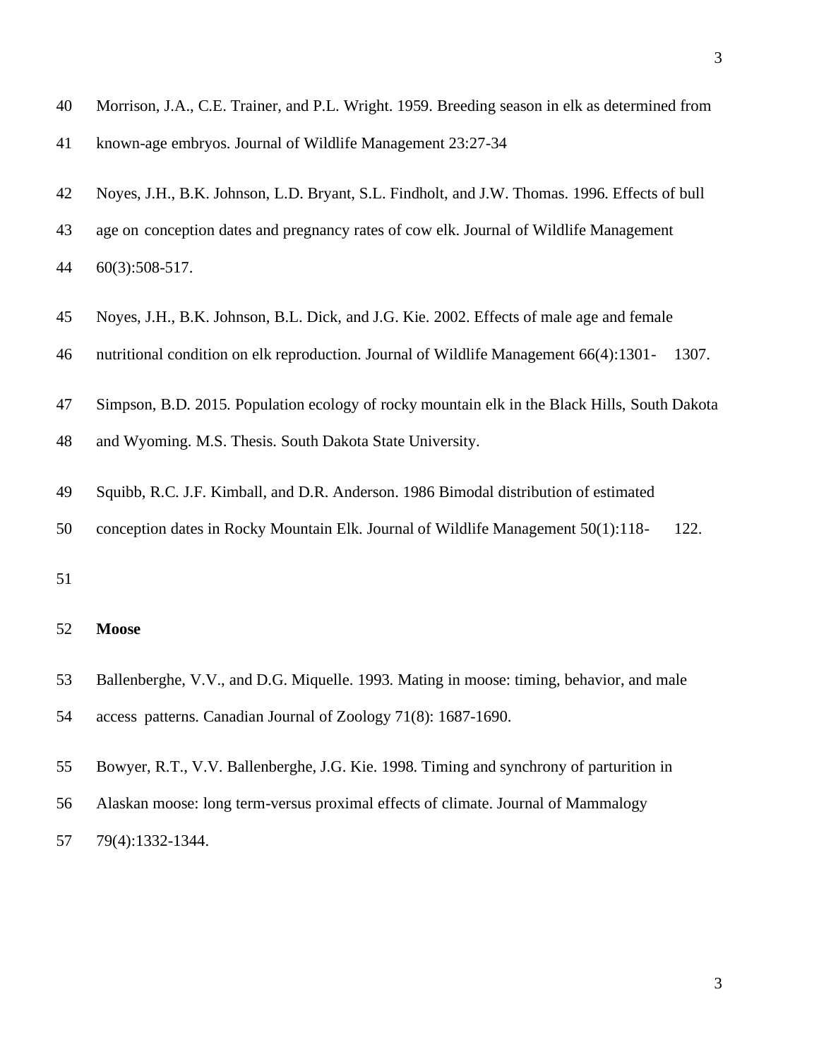Morrison, J.A., C.E. Trainer, and P.L. Wright. 1959. Breeding season in elk as determined from known-age embryos. Journal of Wildlife Management 23:27-34

Noyes, J.H., B.K. Johnson, L.D. Bryant, S.L. Findholt, and J.W. Thomas. 1996. Effects of bull age on conception dates and pregnancy rates of cow elk. Journal of Wildlife Management 60(3):508-517.

Noyes, J.H., B.K. Johnson, B.L. Dick, and J.G. Kie. 2002. Effects of male age and female nutritional condition on elk reproduction. Journal of Wildlife Management 66(4):1301- 1307.

Simpson, B.D. 2015. Population ecology of rocky mountain elk in the Black Hills, South Dakota and Wyoming. M.S. Thesis. South Dakota State University.

Squibb, R.C. J.F. Kimball, and D.R. Anderson. 1986 Bimodal distribution of estimated conception dates in Rocky Mountain Elk. Journal of Wildlife Management 50(1):118- 122.

**Moose**

Ballenberghe, V.V., and D.G. Miquelle. 1993. Mating in moose: timing, behavior, and male access patterns. Canadian Journal of Zoology 71(8): 1687-1690.

Bowyer, R.T., V.V. Ballenberghe, J.G. Kie. 1998. Timing and synchrony of parturition in Alaskan moose: long term-versus proximal effects of climate. Journal of Mammalogy 79(4):1332-1344.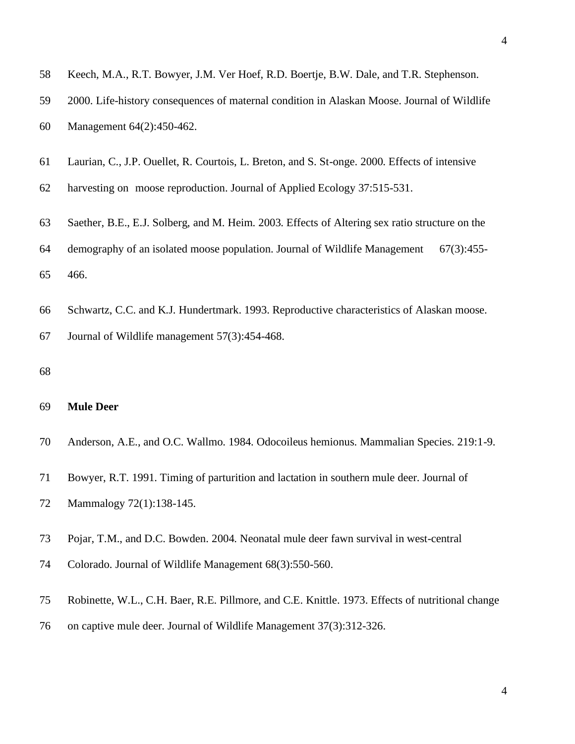Keech, M.A., R.T. Bowyer, J.M. Ver Hoef, R.D. Boertje, B.W. Dale, and T.R. Stephenson. 2000. Life-history consequences of maternal condition in Alaskan Moose. Journal of Wildlife Management 64(2):450-462.

Laurian, C., J.P. Ouellet, R. Courtois, L. Breton, and S. St-onge. 2000. Effects of intensive harvesting on moose reproduction. Journal of Applied Ecology 37:515-531.

Saether, B.E., E.J. Solberg, and M. Heim. 2003. Effects of Altering sex ratio structure on the demography of an isolated moose population. Journal of Wildlife Management 67(3):455-466.

Schwartz, C.C. and K.J. Hundertmark. 1993. Reproductive characteristics of Alaskan moose. Journal of Wildlife management 57(3):454-468.

**Mule Deer**

Anderson, A.E., and O.C. Wallmo. 1984. Odocoileus hemionus. Mammalian Species. 219:1-9.

Bowyer, R.T. 1991. Timing of parturition and lactation in southern mule deer. Journal of Mammalogy 72(1):138-145.

Pojar, T.M., and D.C. Bowden. 2004. Neonatal mule deer fawn survival in west-central Colorado. Journal of Wildlife Management 68(3):550-560.

Robinette, W.L., C.H. Baer, R.E. Pillmore, and C.E. Knittle. 1973. Effects of nutritional change on captive mule deer. Journal of Wildlife Management 37(3):312-326.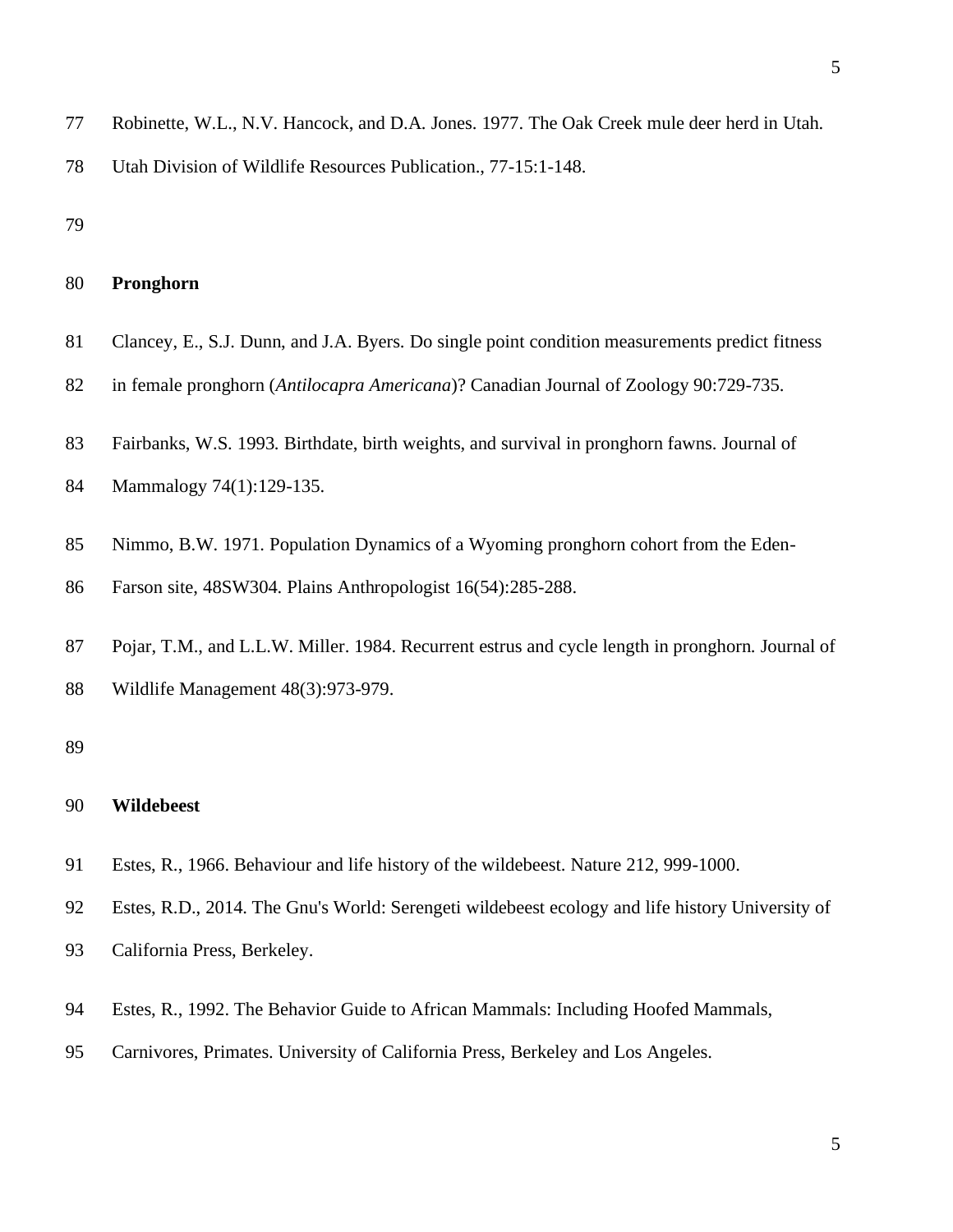Robinette, W.L., N.V. Hancock, and D.A. Jones. 1977. The Oak Creek mule deer herd in Utah. Utah Division of Wildlife Resources Publication., 77-15:1-148.

**Pronghorn**

Clancey, E., S.J. Dunn, and J.A. Byers. Do single point condition measurements predict fitness in female pronghorn (*Antilocapra Americana*)? Canadian Journal of Zoology 90:729-735.

Fairbanks, W.S. 1993. Birthdate, birth weights, and survival in pronghorn fawns. Journal of Mammalogy 74(1):129-135.

Nimmo, B.W. 1971. Population Dynamics of a Wyoming pronghorn cohort from the Eden-Farson site, 48SW304. Plains Anthropologist 16(54):285-288.

Pojar, T.M., and L.L.W. Miller. 1984. Recurrent estrus and cycle length in pronghorn. Journal of Wildlife Management 48(3):973-979.

**Wildebeest**

Estes, R., 1966. Behaviour and life history of the wildebeest. Nature 212, 999-1000.

Estes, R.D., 2014. The Gnu's World: Serengeti wildebeest ecology and life history University of California Press, Berkeley.

Estes, R., 1992. The Behavior Guide to African Mammals: Including Hoofed Mammals, Carnivores, Primates. University of California Press, Berkeley and Los Angeles.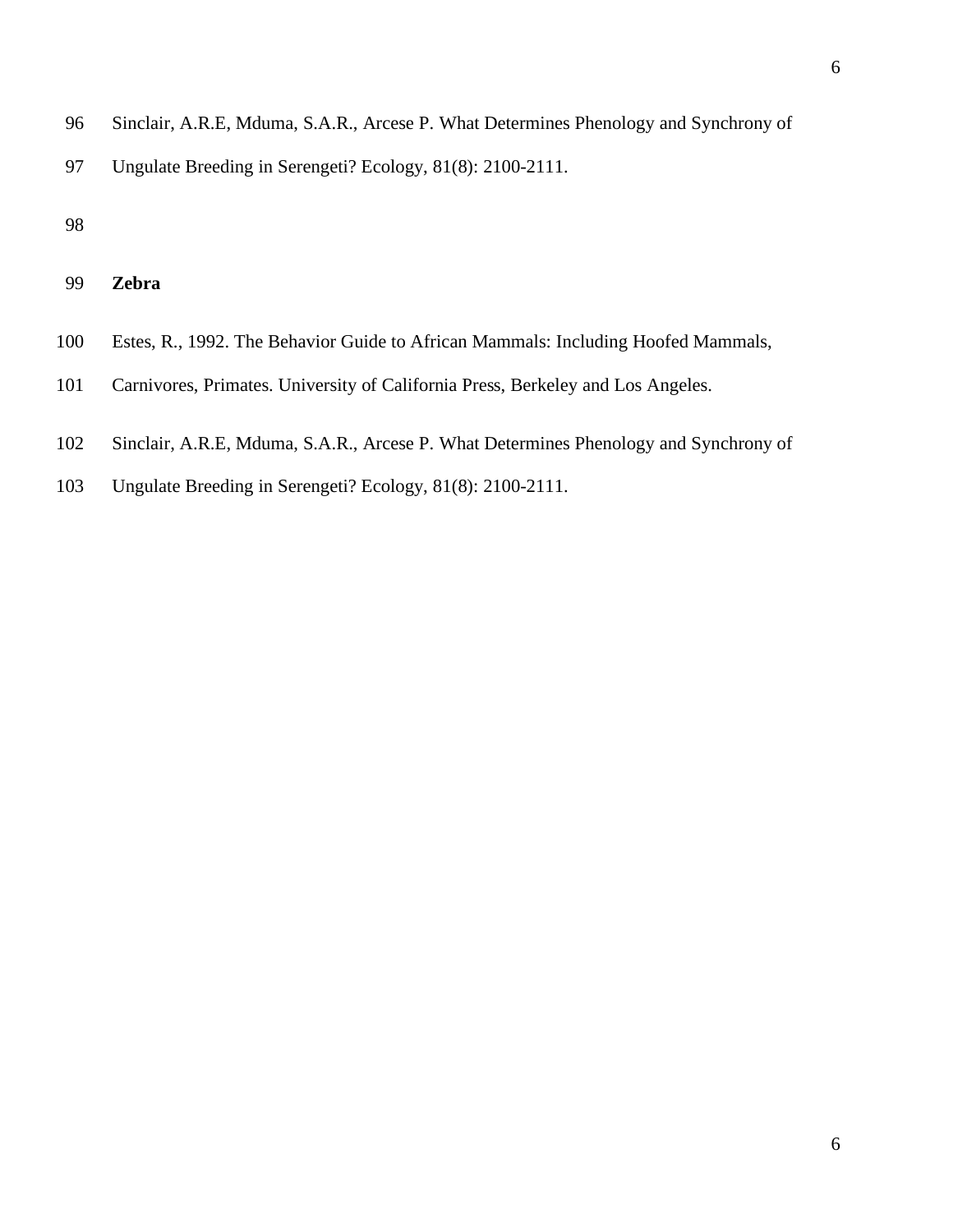Sinclair, A.R.E, Mduma, S.A.R., Arcese P. What Determines Phenology and Synchrony of Ungulate Breeding in Serengeti? Ecology, 81(8): 2100-2111.

**Zebra**

Estes, R., 1992. The Behavior Guide to African Mammals: Including Hoofed Mammals, Carnivores, Primates. University of California Press, Berkeley and Los Angeles.

Sinclair, A.R.E, Mduma, S.A.R., Arcese P. What Determines Phenology and Synchrony of Ungulate Breeding in Serengeti? Ecology, 81(8): 2100-2111.